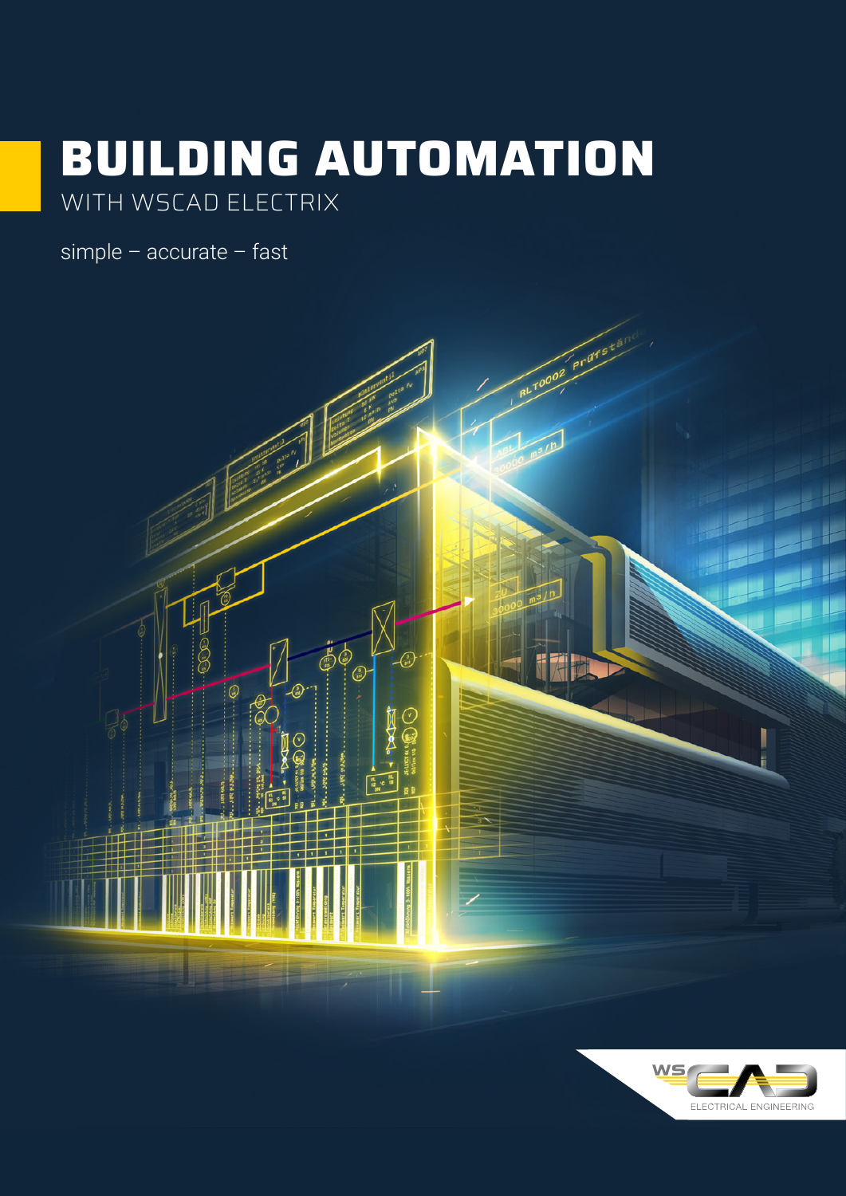# BUILDING AUTOMATION

WITH WSCAD ELECTRIX

simple – accurate – fast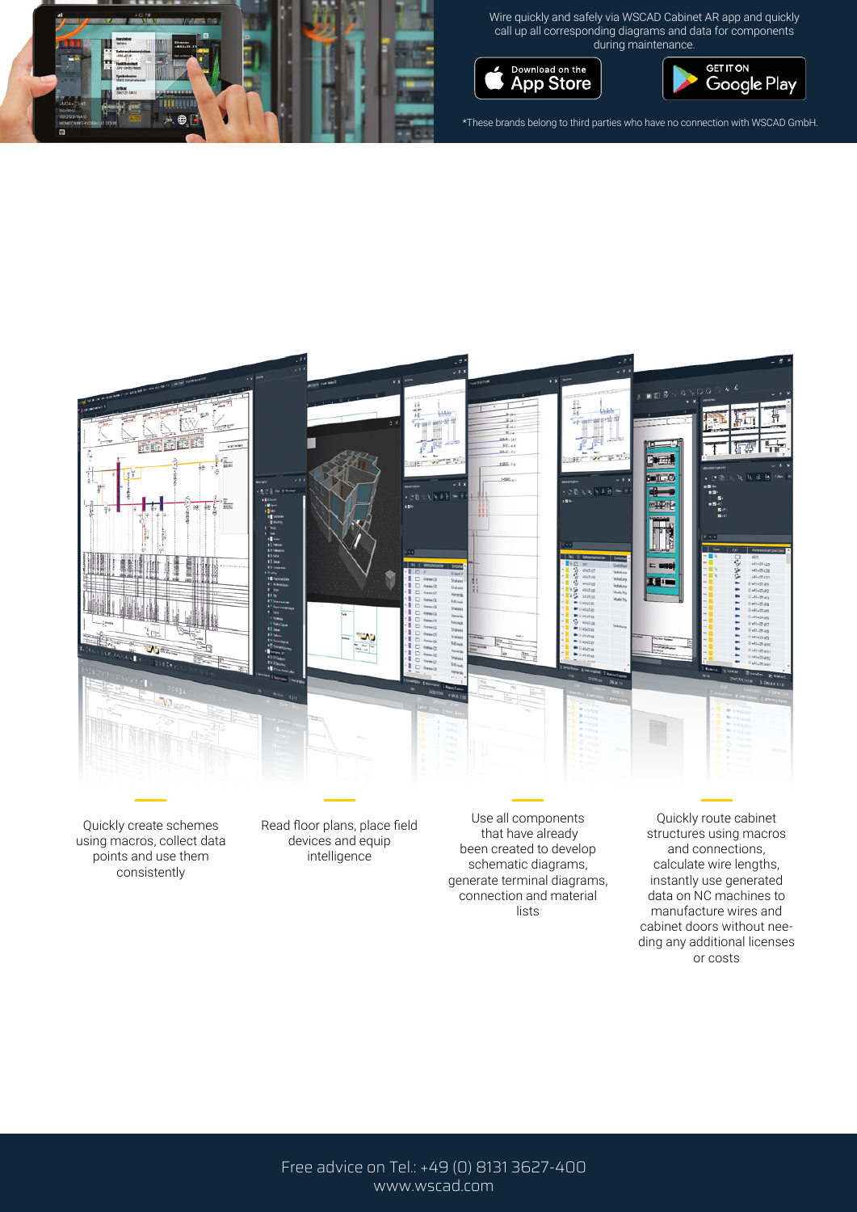Wire quickly and safely via WSCAD Cabinet AR app and quickly call up all corresponding diagrams and data for components during maintenance.

Download on the App Store

GET IT ON Google Play

*These brands belong to third parties who have no connection with WSCAD GmbH.

Quickly create schemes using macros, collect data points and use them consistently

Read floor plans, place field devices and equip intelligence

Use all components that have already been created to develop schematic diagrams, generate terminal diagrams, connection and material lists

Quickly route cabinet structures using macros and connections, calculate wire lengths, instantly use generated data on NC machines to manufacture wires and cabinet doors without needing any additional licenses or costs

Free advice on Tel.: +49 (0) 8131 3627-400
www.wscad.com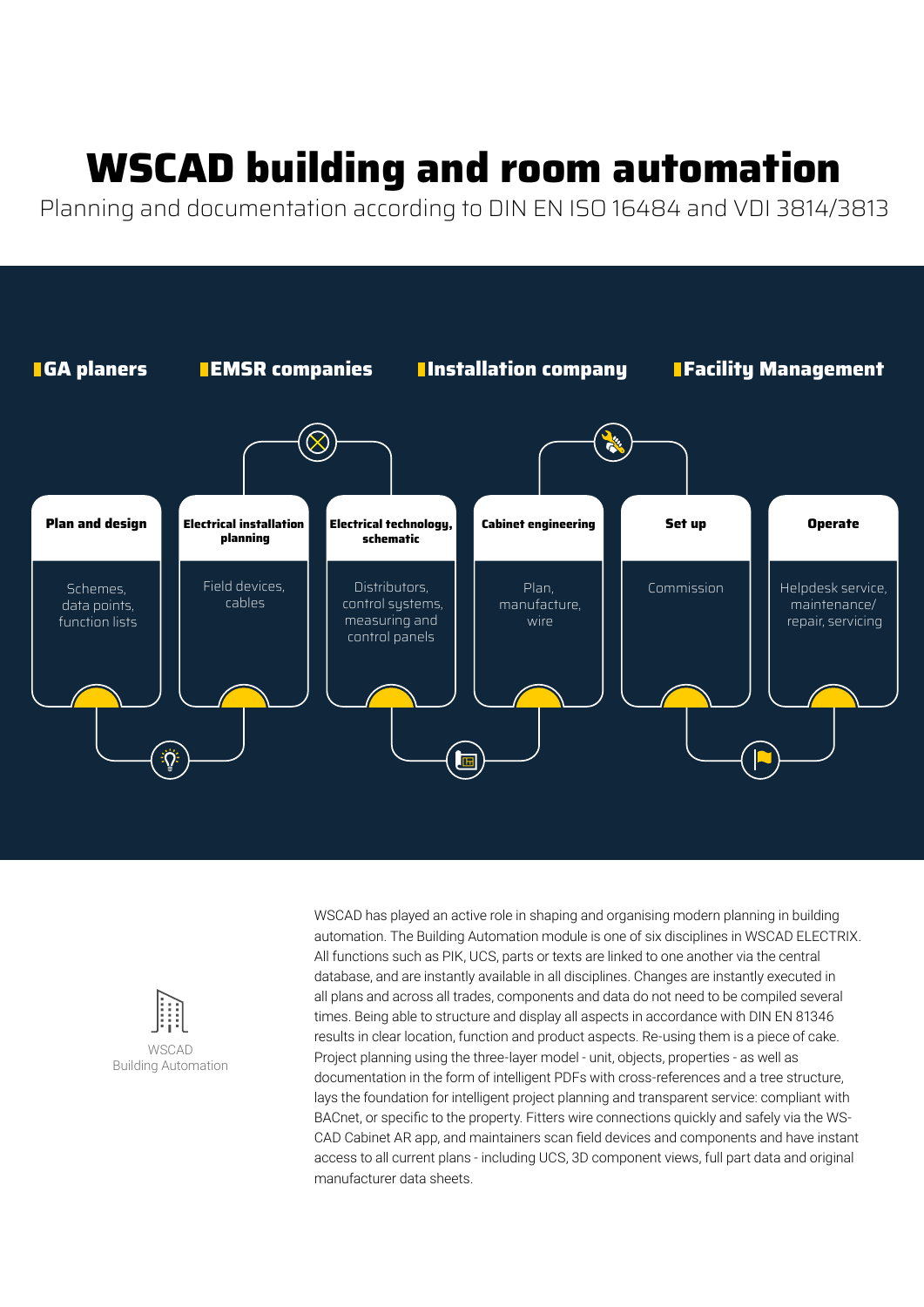# WSCAD building and room automation

Planning and documentation according to DIN EN ISO 16484 and VDI 3814/3813

**GA planers** | **EMSR companies** | **Installation company** | **Facility Management**

| Plan and design | Electrical installation planning | Electrical technology, schematic | Cabinet engineering | Set up | Operate |
|---|---|---|---|---|---|
| Schemes, data points, function lists | Field devices, cables | Distributors, control systems, measuring and control panels | Plan, manufacture, wire | Commission | Helpdesk service, maintenance/ repair, servicing |

WSCAD
Building Automation

WSCAD has played an active role in shaping and organising modern planning in building automation. The Building Automation module is one of six disciplines in WSCAD ELECTRIX. All functions such as PIK, UCS, parts or texts are linked to one another via the central database, and are instantly available in all disciplines. Changes are instantly executed in all plans and across all trades, components and data do not need to be compiled several times. Being able to structure and display all aspects in accordance with DIN EN 81346 results in clear location, function and product aspects. Re-using them is a piece of cake. Project planning using the three-layer model - unit, objects, properties - as well as documentation in the form of intelligent PDFs with cross-references and a tree structure, lays the foundation for intelligent project planning and transparent service: compliant with BACnet, or specific to the property. Fitters wire connections quickly and safely via the WS-CAD Cabinet AR app, and maintainers scan field devices and components and have instant access to all current plans - including UCS, 3D component views, full part data and original manufacturer data sheets.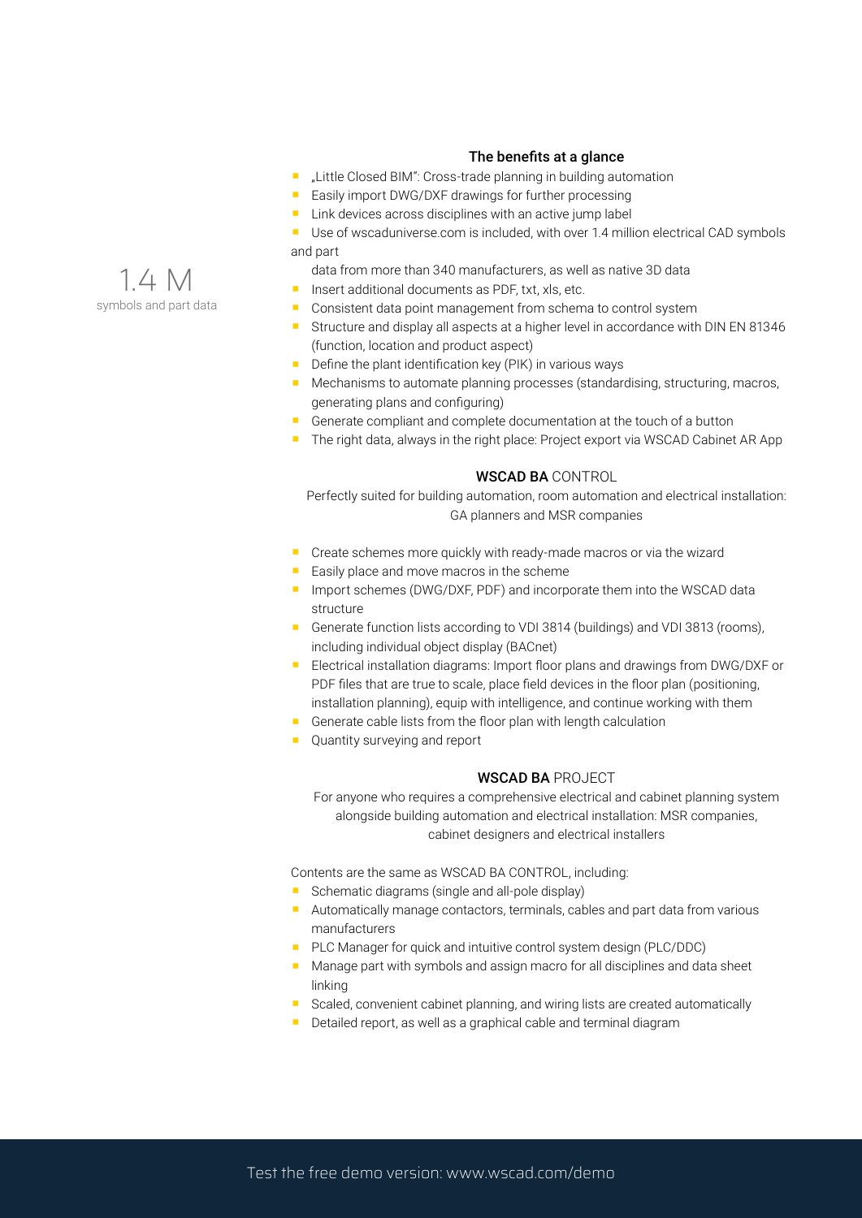1.4 M
symbols and part data

## The benefits at a glance

- „Little Closed BIM": Cross-trade planning in building automation
- Easily import DWG/DXF drawings for further processing
- Link devices across disciplines with an active jump label
- Use of wscaduniverse.com is included, with over 1.4 million electrical CAD symbols and part data from more than 340 manufacturers, as well as native 3D data
- Insert additional documents as PDF, txt, xls, etc.
- Consistent data point management from schema to control system
- Structure and display all aspects at a higher level in accordance with DIN EN 81346 (function, location and product aspect)
- Define the plant identification key (PIK) in various ways
- Mechanisms to automate planning processes (standardising, structuring, macros, generating plans and configuring)
- Generate compliant and complete documentation at the touch of a button
- The right data, always in the right place: Project export via WSCAD Cabinet AR App

## **WSCAD BA** CONTROL

Perfectly suited for building automation, room automation and electrical installation: GA planners and MSR companies

- Create schemes more quickly with ready-made macros or via the wizard
- Easily place and move macros in the scheme
- Import schemes (DWG/DXF, PDF) and incorporate them into the WSCAD data structure
- Generate function lists according to VDI 3814 (buildings) and VDI 3813 (rooms), including individual object display (BACnet)
- Electrical installation diagrams: Import floor plans and drawings from DWG/DXF or PDF files that are true to scale, place field devices in the floor plan (positioning, installation planning), equip with intelligence, and continue working with them
- Generate cable lists from the floor plan with length calculation
- Quantity surveying and report

## **WSCAD BA** PROJECT

For anyone who requires a comprehensive electrical and cabinet planning system alongside building automation and electrical installation: MSR companies, cabinet designers and electrical installers

Contents are the same as WSCAD BA CONTROL, including:

- Schematic diagrams (single and all-pole display)
- Automatically manage contactors, terminals, cables and part data from various manufacturers
- PLC Manager for quick and intuitive control system design (PLC/DDC)
- Manage part with symbols and assign macro for all disciplines and data sheet linking
- Scaled, convenient cabinet planning, and wiring lists are created automatically
- Detailed report, as well as a graphical cable and terminal diagram

Test the free demo version: www.wscad.com/demo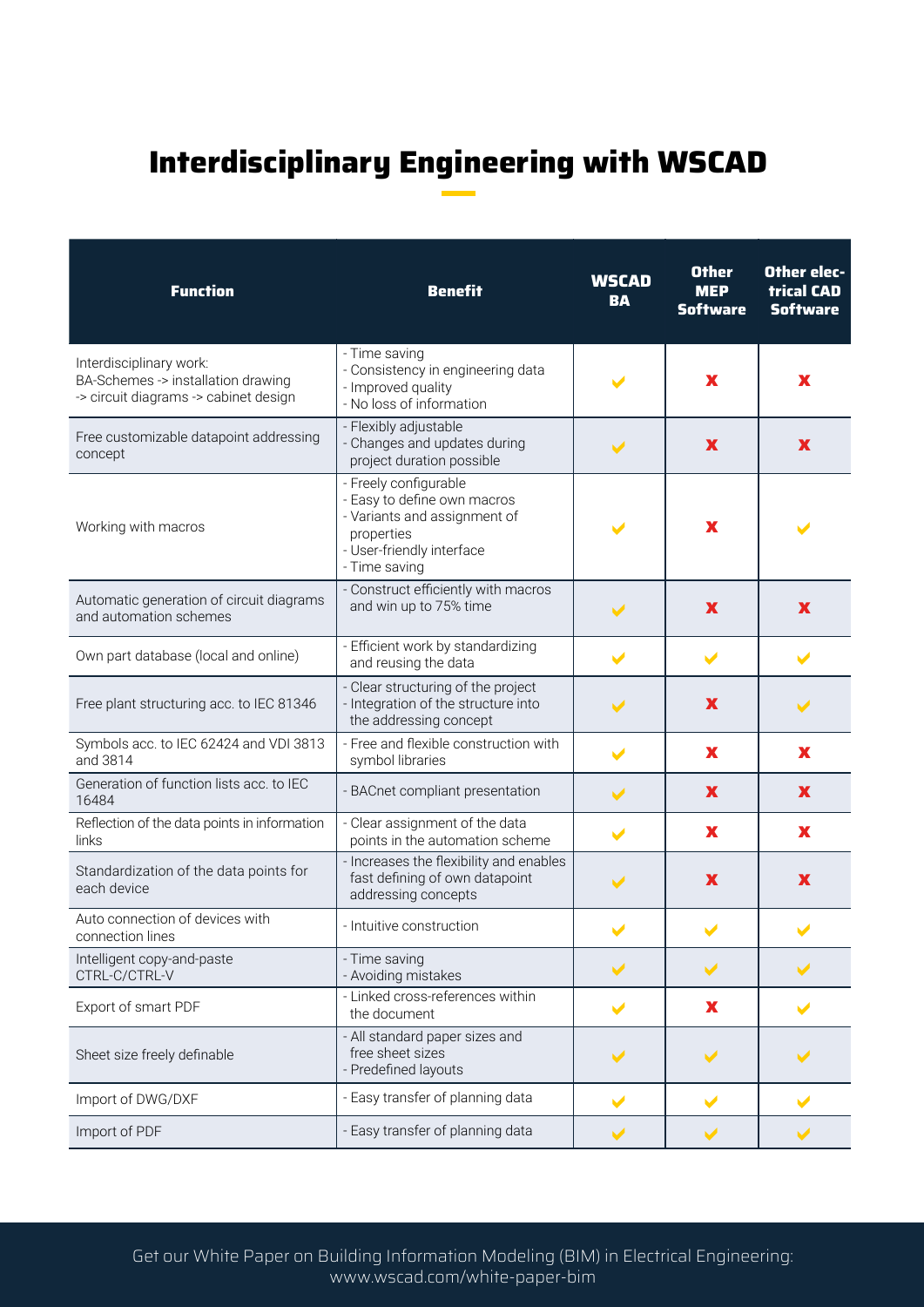# Interdisciplinary Engineering with WSCAD

| Function | Benefit | WSCAD BA | Other MEP Software | Other electrical CAD Software |
|---|---|---|---|---|
| Interdisciplinary work: BA-Schemes -> installation drawing -> circuit diagrams -> cabinet design | - Time saving<br>- Consistency in engineering data<br>- Improved quality<br>- No loss of information | ✔ | ✘ | ✘ |
| Free customizable datapoint addressing concept | - Flexibly adjustable<br>- Changes and updates during project duration possible | ✔ | ✘ | ✘ |
| Working with macros | - Freely configurable<br>- Easy to define own macros<br>- Variants and assignment of properties<br>- User-friendly interface<br>- Time saving | ✔ | ✘ | ✔ |
| Automatic generation of circuit diagrams and automation schemes | - Construct efficiently with macros and win up to 75% time | ✔ | ✘ | ✘ |
| Own part database (local and online) | - Efficient work by standardizing and reusing the data | ✔ | ✔ | ✔ |
| Free plant structuring acc. to IEC 81346 | - Clear structuring of the project<br>- Integration of the structure into the addressing concept | ✔ | ✘ | ✔ |
| Symbols acc. to IEC 62424 and VDI 3813 and 3814 | - Free and flexible construction with symbol libraries | ✔ | ✘ | ✘ |
| Generation of function lists acc. to IEC 16484 | - BACnet compliant presentation | ✔ | ✘ | ✘ |
| Reflection of the data points in information links | - Clear assignment of the data points in the automation scheme | ✔ | ✘ | ✘ |
| Standardization of the data points for each device | - Increases the flexibility and enables fast defining of own datapoint addressing concepts | ✔ | ✘ | ✘ |
| Auto connection of devices with connection lines | - Intuitive construction | ✔ | ✔ | ✔ |
| Intelligent copy-and-paste CTRL-C/CTRL-V | - Time saving<br>- Avoiding mistakes | ✔ | ✔ | ✔ |
| Export of smart PDF | - Linked cross-references within the document | ✔ | ✘ | ✔ |
| Sheet size freely definable | - All standard paper sizes and free sheet sizes<br>- Predefined layouts | ✔ | ✔ | ✔ |
| Import of DWG/DXF | - Easy transfer of planning data | ✔ | ✔ | ✔ |
| Import of PDF | - Easy transfer of planning data | ✔ | ✔ | ✔ |

Get our White Paper on Building Information Modeling (BIM) in Electrical Engineering:
www.wscad.com/white-paper-bim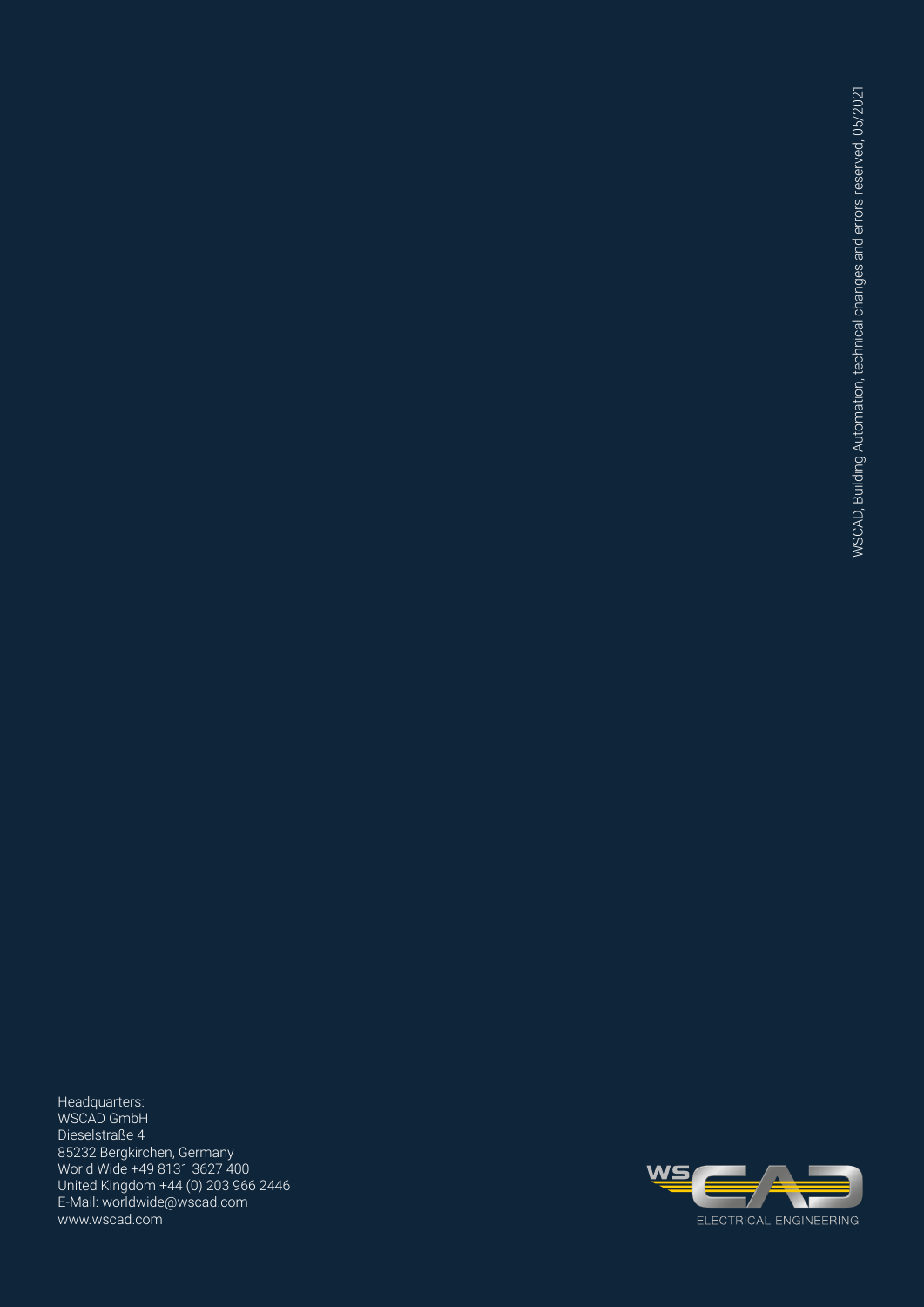WSCAD, Building Automation, technical changes and errors reserved, 05/2021

Headquarters:
WSCAD GmbH
Dieselstraße 4
85232 Bergkirchen, Germany
World Wide +49 8131 3627 400
United Kingdom +44 (0) 203 966 2446
E-Mail: worldwide@wscad.com
www.wscad.com

ELECTRICAL ENGINEERING